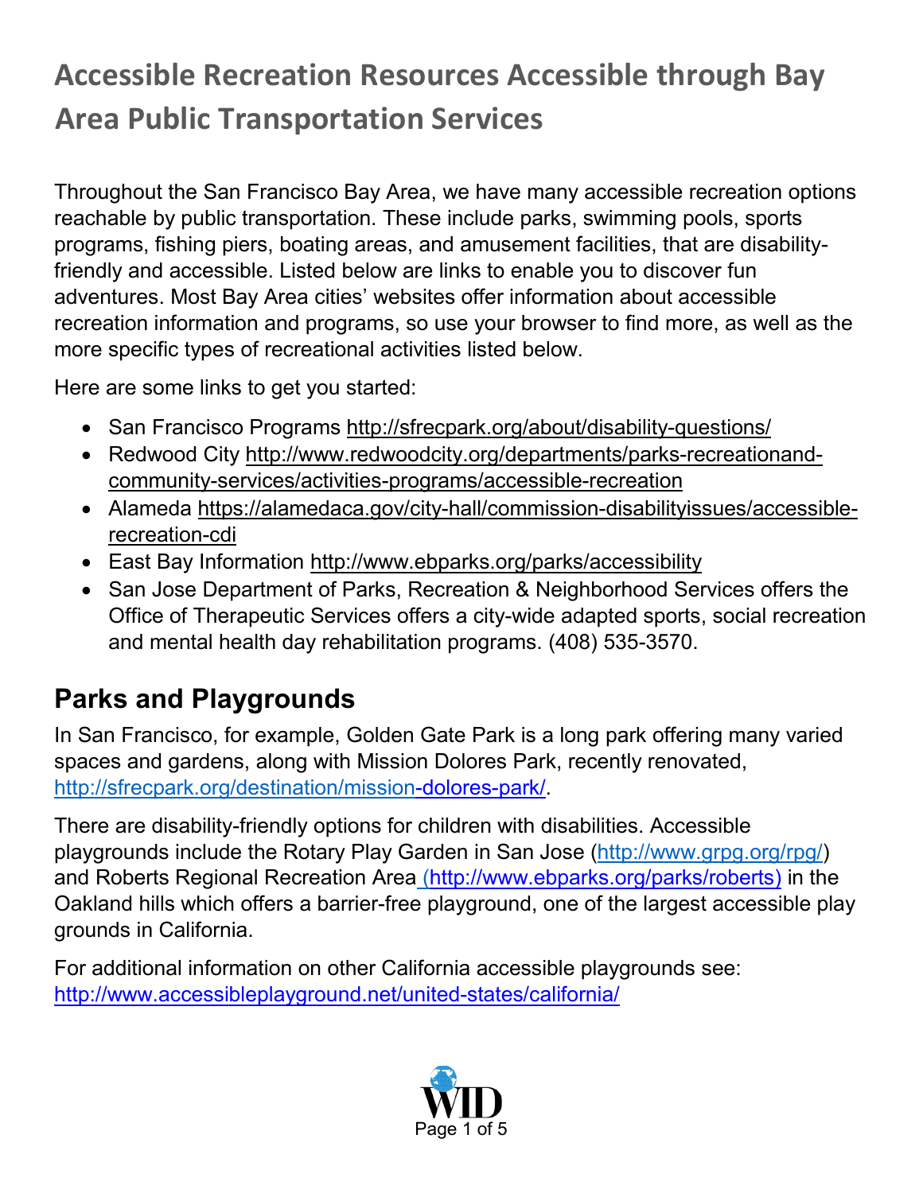# Accessible Recreation Resources Accessible through Bay Area Public Transportation Services

Throughout the San Francisco Bay Area, we have many accessible recreation options reachable by public transportation. These include parks, swimming pools, sports programs, fishing piers, boating areas, and amusement facilities, that are disability-friendly and accessible. Listed below are links to enable you to discover fun adventures. Most Bay Area cities' websites offer information about accessible recreation information and programs, so use your browser to find more, as well as the more specific types of recreational activities listed below.

Here are some links to get you started:

- San Francisco Programs http://sfrecpark.org/about/disability-questions/
- Redwood City http://www.redwoodcity.org/departments/parks-recreationand-community-services/activities-programs/accessible-recreation
- Alameda https://alamedaca.gov/city-hall/commission-disabilityissues/accessible-recreation-cdi
- East Bay Information http://www.ebparks.org/parks/accessibility
- San Jose Department of Parks, Recreation & Neighborhood Services offers the Office of Therapeutic Services offers a city-wide adapted sports, social recreation and mental health day rehabilitation programs. (408) 535-3570.

## Parks and Playgrounds

In San Francisco, for example, Golden Gate Park is a long park offering many varied spaces and gardens, along with Mission Dolores Park, recently renovated, http://sfrecpark.org/destination/mission-dolores-park/.

There are disability-friendly options for children with disabilities. Accessible playgrounds include the Rotary Play Garden in San Jose (http://www.grpg.org/rpg/) and Roberts Regional Recreation Area (http://www.ebparks.org/parks/roberts) in the Oakland hills which offers a barrier-free playground, one of the largest accessible play grounds in California.

For additional information on other California accessible playgrounds see: http://www.accessibleplayground.net/united-states/california/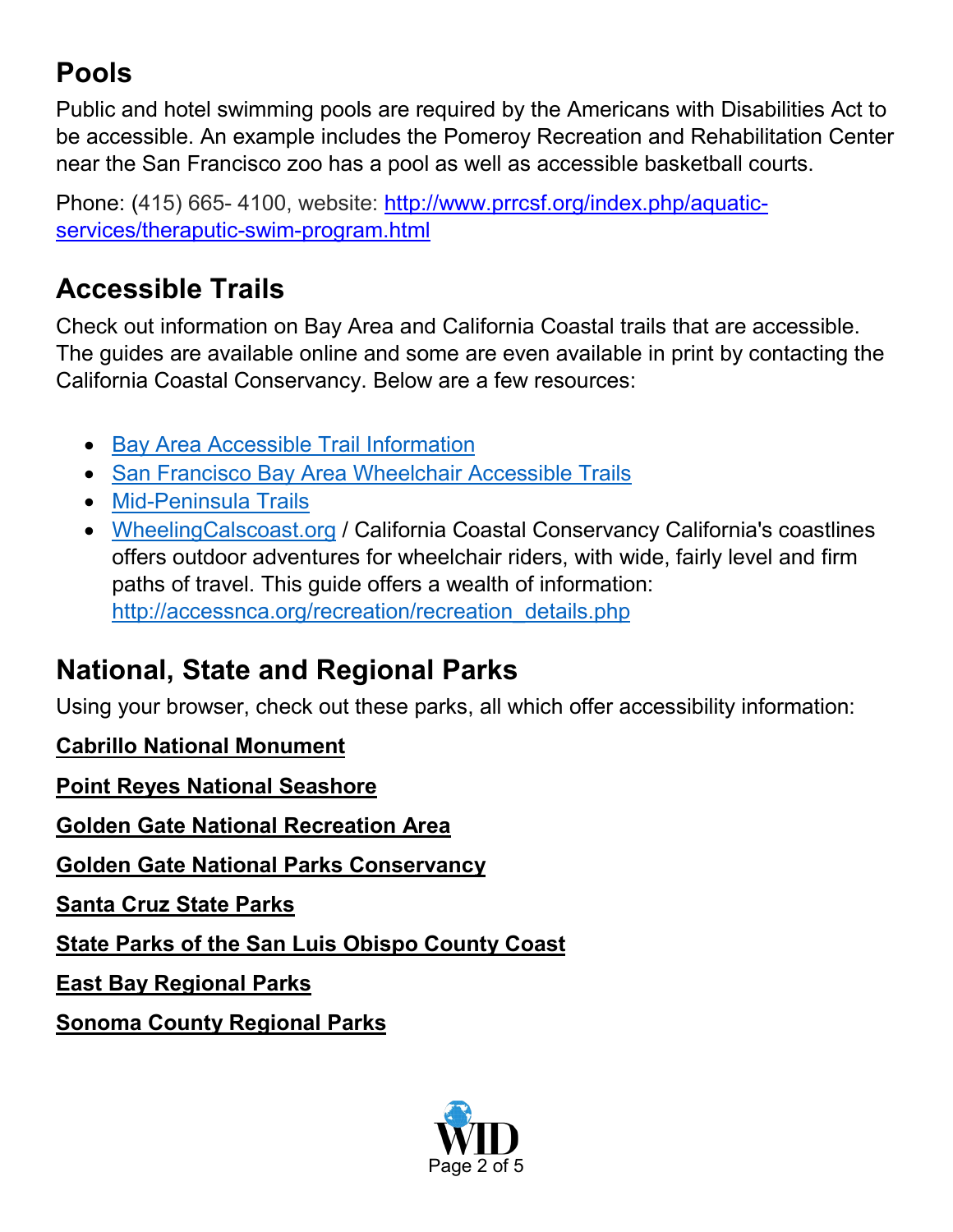## Pools

Public and hotel swimming pools are required by the Americans with Disabilities Act to be accessible. An example includes the Pomeroy Recreation and Rehabilitation Center near the San Francisco zoo has a pool as well as accessible basketball courts.

Phone: (415) 665- 4100, website: [http://www.prrcsf.org/index.php/aquatic-services/theraputic-swim-program.html](http://www.prrcsf.org/index.php/aquatic-services/theraputic-swim-program.html)

## Accessible Trails

Check out information on Bay Area and California Coastal trails that are accessible. The guides are available online and some are even available in print by contacting the California Coastal Conservancy. Below are a few resources:

- Bay Area Accessible Trail Information
- San Francisco Bay Area Wheelchair Accessible Trails
- Mid-Peninsula Trails
- WheelingCalscoast.org / California Coastal Conservancy California's coastlines offers outdoor adventures for wheelchair riders, with wide, fairly level and firm paths of travel. This guide offers a wealth of information: [http://accessnca.org/recreation/recreation_details.php](http://accessnca.org/recreation/recreation_details.php)

## National, State and Regional Parks

Using your browser, check out these parks, all which offer accessibility information:

**Cabrillo National Monument**

**Point Reyes National Seashore**

**Golden Gate National Recreation Area**

**Golden Gate National Parks Conservancy**

**Santa Cruz State Parks**

**State Parks of the San Luis Obispo County Coast**

**East Bay Regional Parks**

**Sonoma County Regional Parks**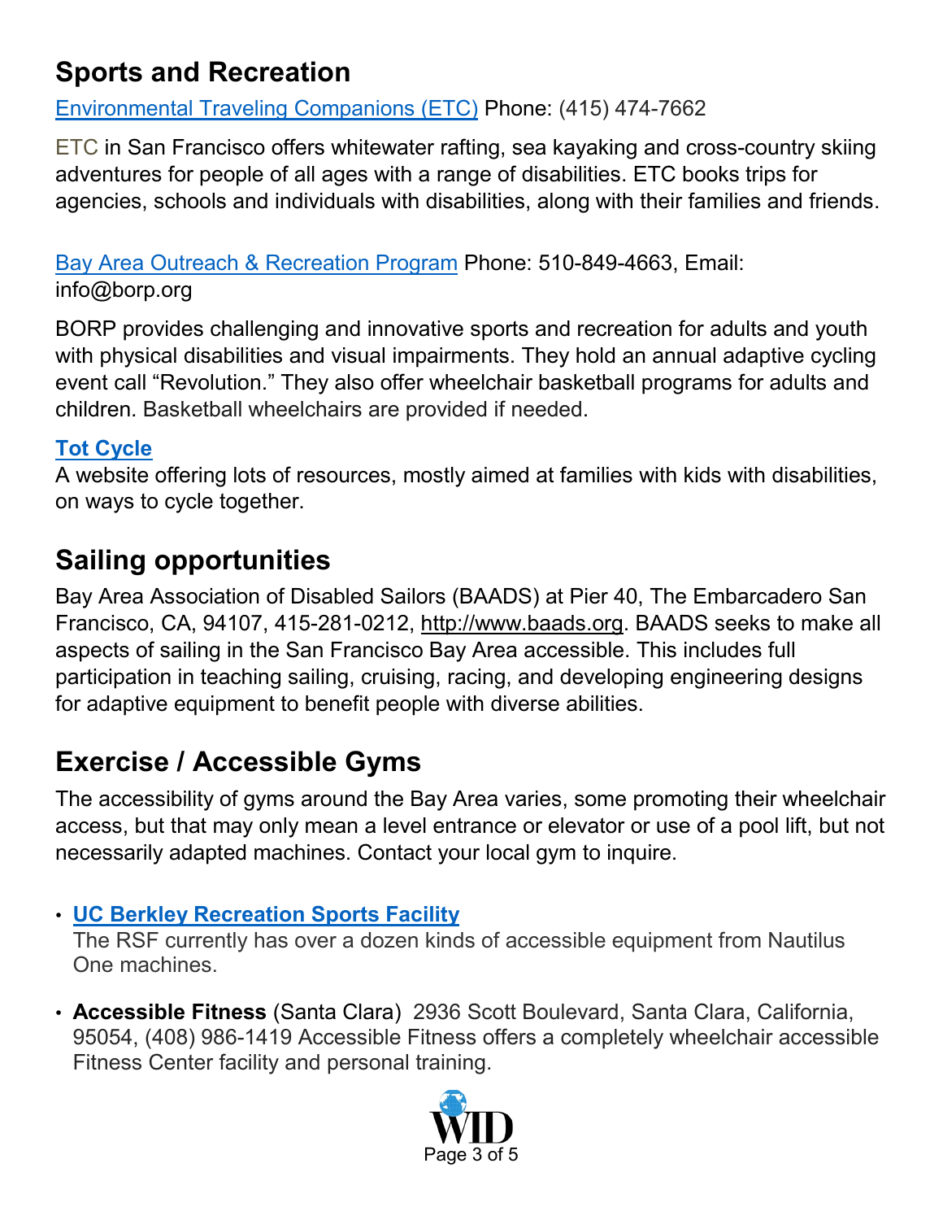## Sports and Recreation

Environmental Traveling Companions (ETC) Phone: (415) 474-7662

ETC in San Francisco offers whitewater rafting, sea kayaking and cross-country skiing adventures for people of all ages with a range of disabilities. ETC books trips for agencies, schools and individuals with disabilities, along with their families and friends.

Bay Area Outreach & Recreation Program Phone: 510-849-4663, Email: info@borp.org

BORP provides challenging and innovative sports and recreation for adults and youth with physical disabilities and visual impairments. They hold an annual adaptive cycling event call "Revolution." They also offer wheelchair basketball programs for adults and children. Basketball wheelchairs are provided if needed.

**Tot Cycle**

A website offering lots of resources, mostly aimed at families with kids with disabilities, on ways to cycle together.

## Sailing opportunities

Bay Area Association of Disabled Sailors (BAADS) at Pier 40, The Embarcadero San Francisco, CA, 94107, 415-281-0212, http://www.baads.org. BAADS seeks to make all aspects of sailing in the San Francisco Bay Area accessible. This includes full participation in teaching sailing, cruising, racing, and developing engineering designs for adaptive equipment to benefit people with diverse abilities.

## Exercise / Accessible Gyms

The accessibility of gyms around the Bay Area varies, some promoting their wheelchair access, but that may only mean a level entrance or elevator or use of a pool lift, but not necessarily adapted machines. Contact your local gym to inquire.

- **UC Berkley Recreation Sports Facility**
  The RSF currently has over a dozen kinds of accessible equipment from Nautilus One machines.

- **Accessible Fitness** (Santa Clara) 2936 Scott Boulevard, Santa Clara, California, 95054, (408) 986-1419 Accessible Fitness offers a completely wheelchair accessible Fitness Center facility and personal training.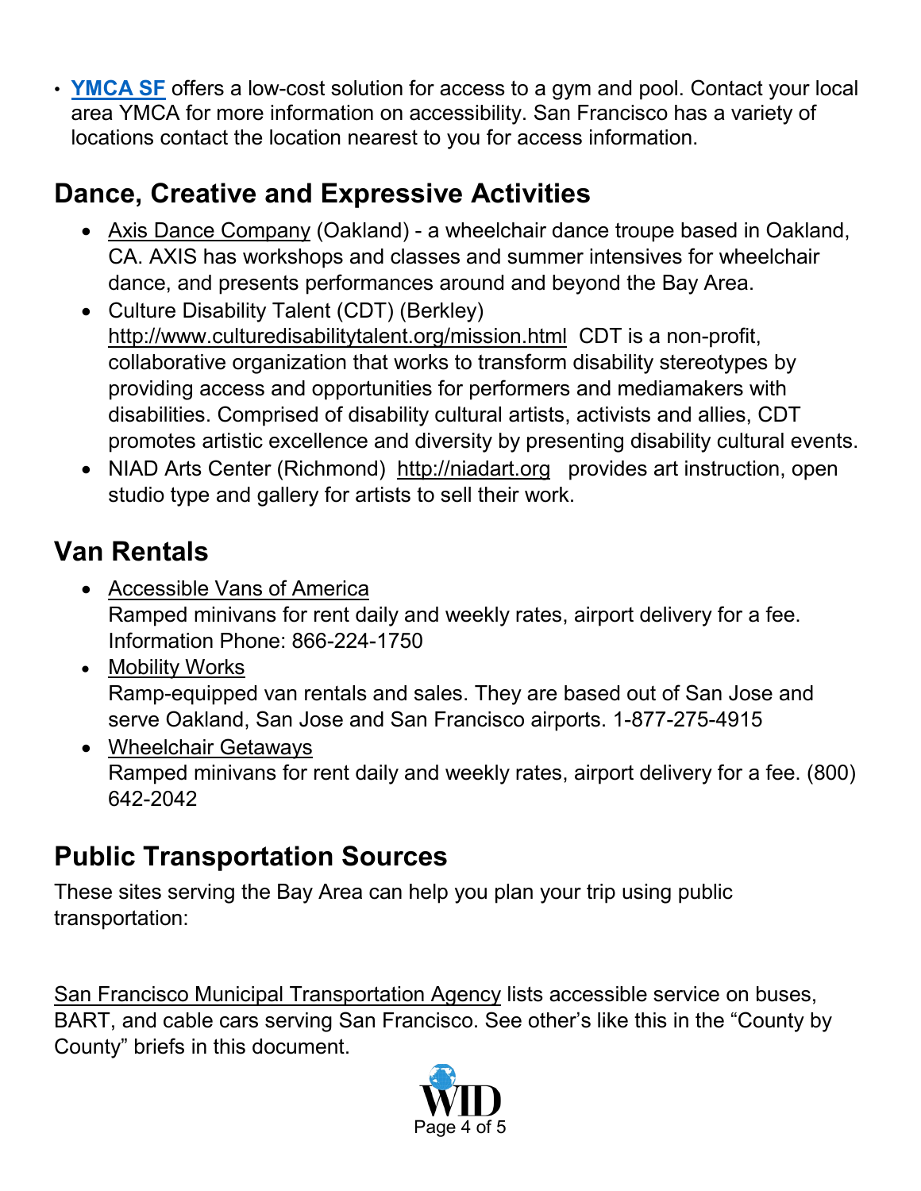- **YMCA SF** offers a low-cost solution for access to a gym and pool. Contact your local area YMCA for more information on accessibility. San Francisco has a variety of locations contact the location nearest to you for access information.

## Dance, Creative and Expressive Activities

- Axis Dance Company (Oakland) - a wheelchair dance troupe based in Oakland, CA. AXIS has workshops and classes and summer intensives for wheelchair dance, and presents performances around and beyond the Bay Area.
- Culture Disability Talent (CDT) (Berkley) http://www.culturedisabilitytalent.org/mission.html CDT is a non-profit, collaborative organization that works to transform disability stereotypes by providing access and opportunities for performers and mediamakers with disabilities. Comprised of disability cultural artists, activists and allies, CDT promotes artistic excellence and diversity by presenting disability cultural events.
- NIAD Arts Center (Richmond) http://niadart.org provides art instruction, open studio type and gallery for artists to sell their work.

## Van Rentals

- Accessible Vans of America
  Ramped minivans for rent daily and weekly rates, airport delivery for a fee. Information Phone: 866-224-1750
- Mobility Works
  Ramp-equipped van rentals and sales. They are based out of San Jose and serve Oakland, San Jose and San Francisco airports. 1-877-275-4915
- Wheelchair Getaways
  Ramped minivans for rent daily and weekly rates, airport delivery for a fee. (800) 642-2042

## Public Transportation Sources

These sites serving the Bay Area can help you plan your trip using public transportation:

San Francisco Municipal Transportation Agency lists accessible service on buses, BART, and cable cars serving San Francisco. See other's like this in the "County by County" briefs in this document.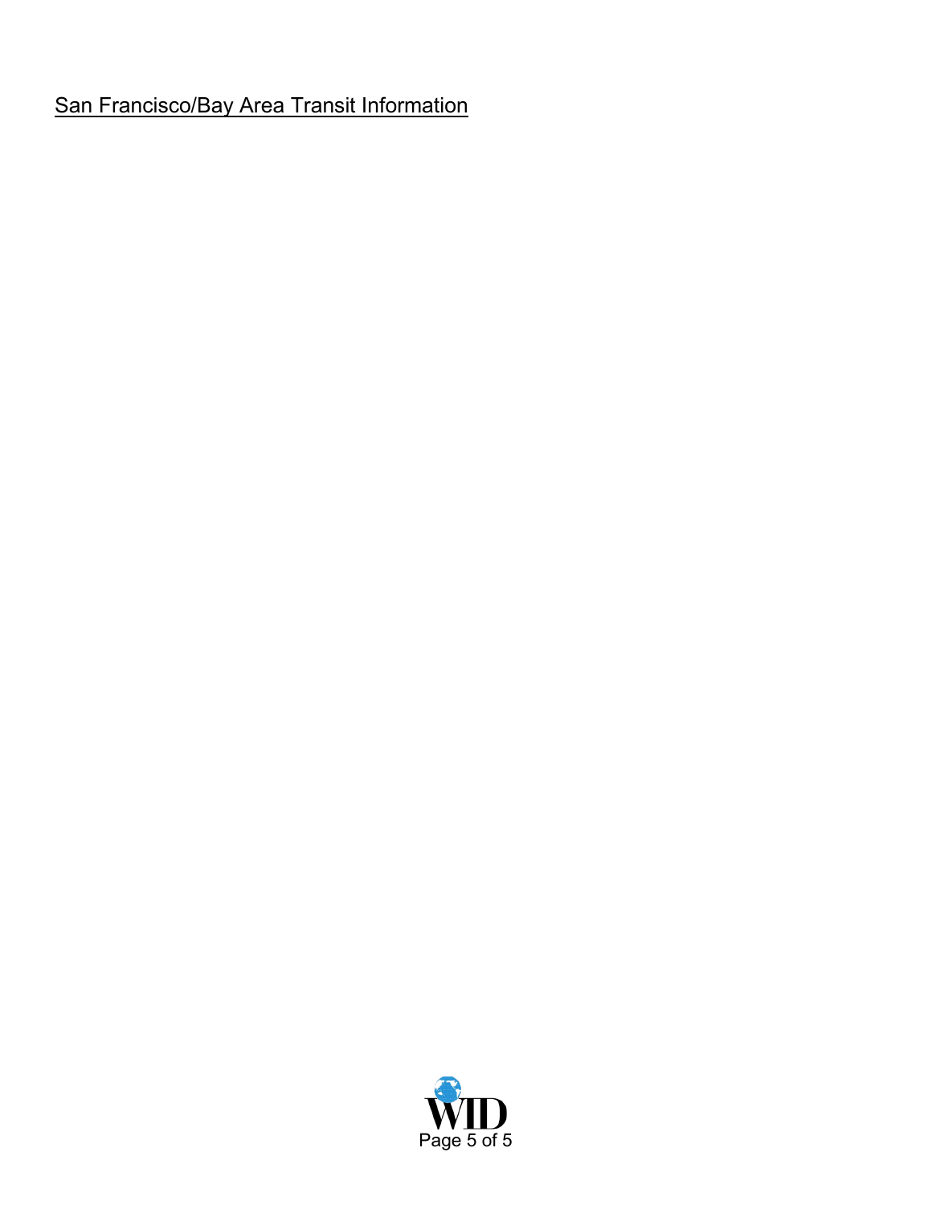San Francisco/Bay Area Transit Information